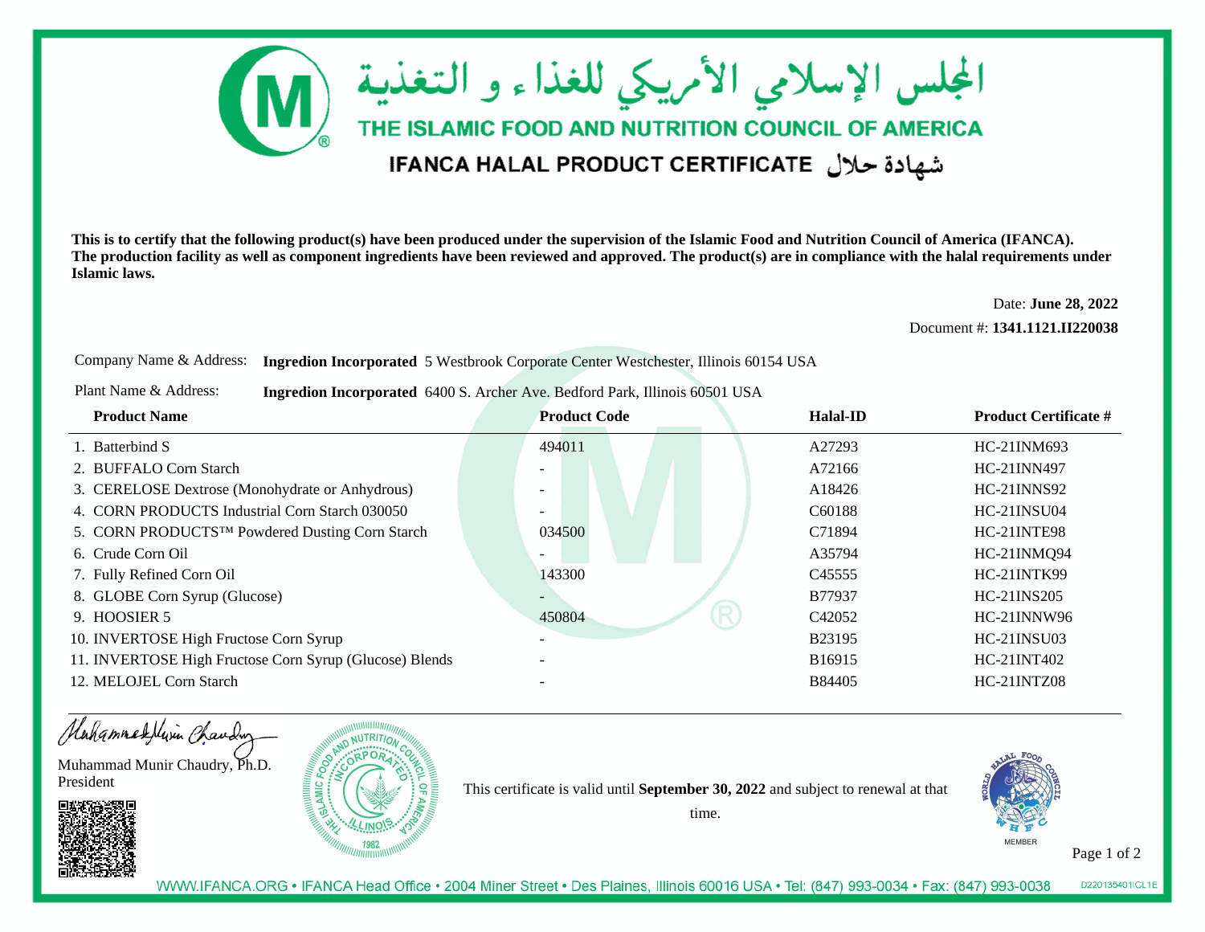المجلس الإسلامي الأمريكي للغذاء و التغذية

# THE ISLAMIC FOOD AND NUTRITION COUNCIL OF AMERICA

## IFANCA HALAL PRODUCT CERTIFICATE شهادة حلال

**This is to certify that the following product(s) have been produced under the supervision of the Islamic Food and Nutrition Council of America (IFANCA). The production facility as well as component ingredients have been reviewed and approved. The product(s) are in compliance with the halal requirements under Islamic laws.**

Date: **June 28, 2022**

Document #: **1341.1121.II220038**

Company Name & Address: **Ingredion Incorporated** 5 Westbrook Corporate Center Westchester, Illinois 60154 USA

Plant Name & Address: **Ingredion Incorporated** 6400 S. Archer Ave. Bedford Park, Illinois 60501 USA

| Product Name | Product Code | Halal-ID | Product Certificate # |
|---|---|---|---|
| 1. Batterbind S | 494011 | A27293 | HC-21INM693 |
| 2. BUFFALO Corn Starch | - | A72166 | HC-21INN497 |
| 3. CERELOSE Dextrose (Monohydrate or Anhydrous) | - | A18426 | HC-21INNS92 |
| 4. CORN PRODUCTS Industrial Corn Starch 030050 | - | C60188 | HC-21INSU04 |
| 5. CORN PRODUCTS™ Powdered Dusting Corn Starch | 034500 | C71894 | HC-21INTE98 |
| 6. Crude Corn Oil | - | A35794 | HC-21INMQ94 |
| 7. Fully Refined Corn Oil | 143300 | C45555 | HC-21INTK99 |
| 8. GLOBE Corn Syrup (Glucose) | - | B77937 | HC-21INS205 |
| 9. HOOSIER 5 | 450804 | C42052 | HC-21INNW96 |
| 10. INVERTOSE High Fructose Corn Syrup | - | B23195 | HC-21INSU03 |
| 11. INVERTOSE High Fructose Corn Syrup (Glucose) Blends | - | B16915 | HC-21INT402 |
| 12. MELOJEL Corn Starch | - | B84405 | HC-21INTZ08 |

Muhammad Munir Chaudry, Ph.D.
President

This certificate is valid until **September 30, 2022** and subject to renewal at that time.

WWW.IFANCA.ORG • IFANCA Head Office • 2004 Miner Street • Des Plaines, Illinois 60016 USA • Tel: (847) 993-0034 • Fax: (847) 993-0038

D220135401ICL1E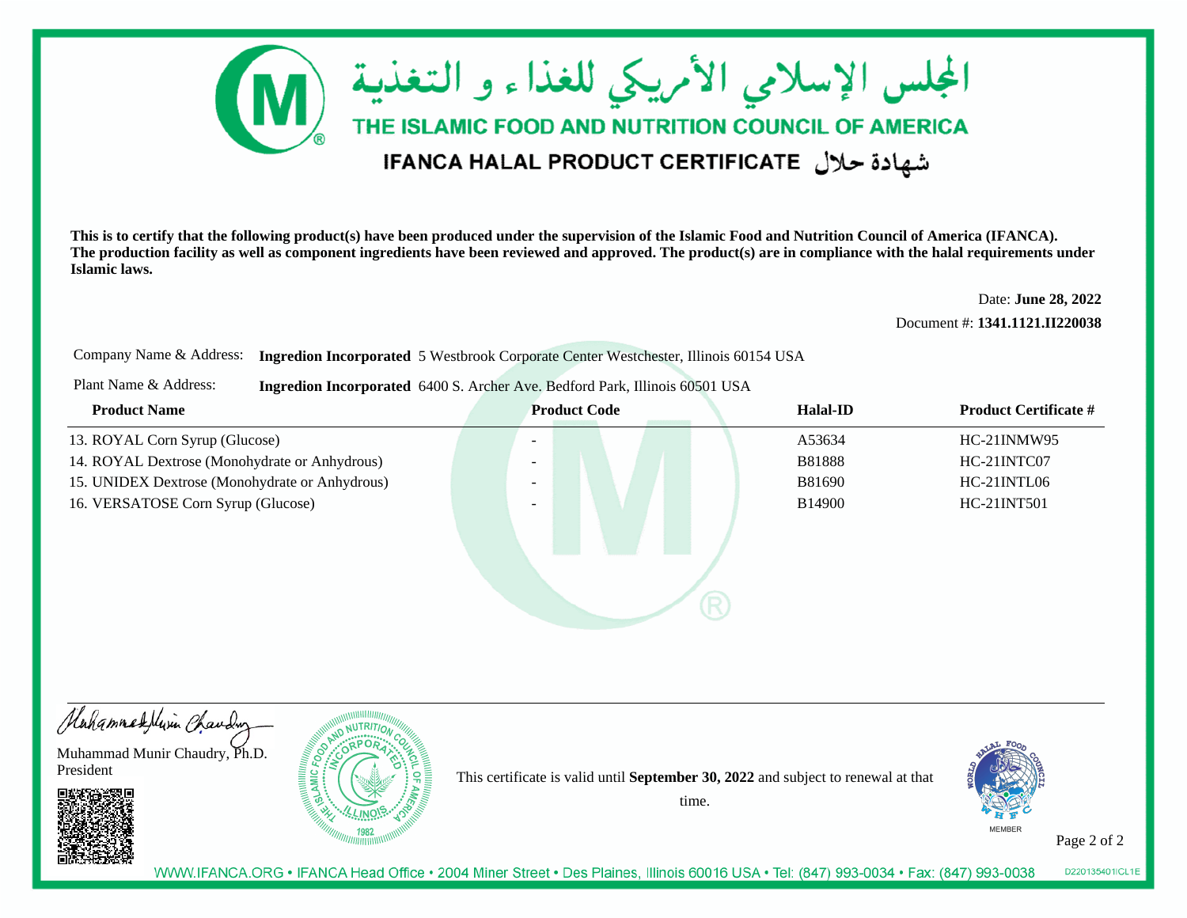# المجلس الإسلامي الأمريكي للغذاء و التغذية

## THE ISLAMIC FOOD AND NUTRITION COUNCIL OF AMERICA

## IFANCA HALAL PRODUCT CERTIFICATE شهادة حلال

**This is to certify that the following product(s) have been produced under the supervision of the Islamic Food and Nutrition Council of America (IFANCA). The production facility as well as component ingredients have been reviewed and approved. The product(s) are in compliance with the halal requirements under Islamic laws.**

Date: **June 28, 2022**

Document #: **1341.1121.II220038**

Company Name & Address: **Ingredion Incorporated** 5 Westbrook Corporate Center Westchester, Illinois 60154 USA

Plant Name & Address: **Ingredion Incorporated** 6400 S. Archer Ave. Bedford Park, Illinois 60501 USA

| Product Name | Product Code | Halal-ID | Product Certificate # |
|---|---|---|---|
| 13. ROYAL Corn Syrup (Glucose) | - | A53634 | HC-21INMW95 |
| 14. ROYAL Dextrose (Monohydrate or Anhydrous) | - | B81888 | HC-21INTC07 |
| 15. UNIDEX Dextrose (Monohydrate or Anhydrous) | - | B81690 | HC-21INTL06 |
| 16. VERSATOSE Corn Syrup (Glucose) | - | B14900 | HC-21INT501 |

Muhammad Munir Chaudry, Ph.D.
President

THE ISLAMIC FOOD AND NUTRITION COUNCIL OF AMERICA INCORPORATED ILLINOIS 1982

This certificate is valid until **September 30, 2022** and subject to renewal at that time.

WORLD HALAL FOOD COUNCIL WHFC MEMBER

WWW.IFANCA.ORG • IFANCA Head Office • 2004 Miner Street • Des Plaines, Illinois 60016 USA • Tel: (847) 993-0034 • Fax: (847) 993-0038

D220135401ICL1E